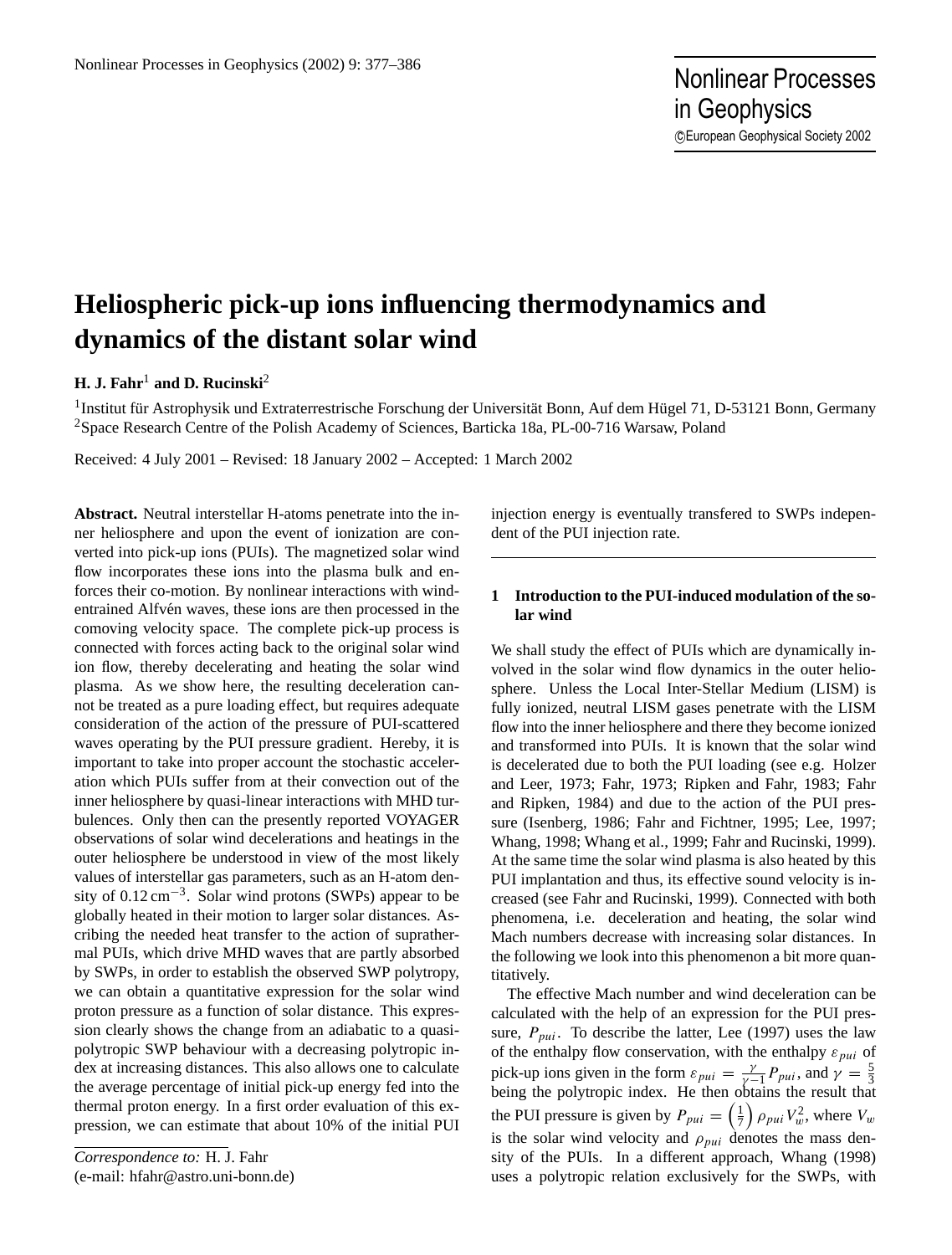# Heliospheric pick-up ions influencing thermodynamics and dynamics of the distant solar wind

**H. J. Fahr**[1] **and D. Rucinski**[2]

[1]Institut für Astrophysik und Extraterrestrische Forschung der Universität Bonn, Auf dem Hügel 71, D-53121 Bonn, Germany
[2]Space Research Centre of the Polish Academy of Sciences, Barticka 18a, PL-00-716 Warsaw, Poland

Received: 4 July 2001 – Revised: 18 January 2002 – Accepted: 1 March 2002

**Abstract.** Neutral interstellar H-atoms penetrate into the inner heliosphere and upon the event of ionization are converted into pick-up ions (PUIs). The magnetized solar wind flow incorporates these ions into the plasma bulk and enforces their co-motion. By nonlinear interactions with wind-entrained Alfvén waves, these ions are then processed in the comoving velocity space. The complete pick-up process is connected with forces acting back to the original solar wind ion flow, thereby decelerating and heating the solar wind plasma. As we show here, the resulting deceleration cannot be treated as a pure loading effect, but requires adequate consideration of the action of the pressure of PUI-scattered waves operating by the PUI pressure gradient. Hereby, it is important to take into proper account the stochastic acceleration which PUIs suffer from at their convection out of the inner heliosphere by quasi-linear interactions with MHD turbulences. Only then can the presently reported VOYAGER observations of solar wind decelerations and heatings in the outer heliosphere be understood in view of the most likely values of interstellar gas parameters, such as an H-atom density of $0.12\,\mathrm{cm}^{-3}$. Solar wind protons (SWPs) appear to be globally heated in their motion to larger solar distances. Ascribing the needed heat transfer to the action of suprathermal PUIs, which drive MHD waves that are partly absorbed by SWPs, in order to establish the observed SWP polytropy, we can obtain a quantitative expression for the solar wind proton pressure as a function of solar distance. This expression clearly shows the change from an adiabatic to a quasi-polytropic SWP behaviour with a decreasing polytropic index at increasing distances. This also allows one to calculate the average percentage of initial pick-up energy fed into the thermal proton energy. In a first order evaluation of this expression, we can estimate that about 10% of the initial PUI injection energy is eventually transfered to SWPs independent of the PUI injection rate.

## 1 Introduction to the PUI-induced modulation of the solar wind

We shall study the effect of PUIs which are dynamically involved in the solar wind flow dynamics in the outer heliosphere. Unless the Local Inter-Stellar Medium (LISM) is fully ionized, neutral LISM gases penetrate with the LISM flow into the inner heliosphere and there they become ionized and transformed into PUIs. It is known that the solar wind is decelerated due to both the PUI loading (see e.g. Holzer and Leer, 1973; Fahr, 1973; Ripken and Fahr, 1983; Fahr and Ripken, 1984) and due to the action of the PUI pressure (Isenberg, 1986; Fahr and Fichtner, 1995; Lee, 1997; Whang, 1998; Whang et al., 1999; Fahr and Rucinski, 1999). At the same time the solar wind plasma is also heated by this PUI implantation and thus, its effective sound velocity is increased (see Fahr and Rucinski, 1999). Connected with both phenomena, i.e. deceleration and heating, the solar wind Mach numbers decrease with increasing solar distances. In the following we look into this phenomenon a bit more quantitatively.

The effective Mach number and wind deceleration can be calculated with the help of an expression for the PUI pressure, $P_{pui}$. To describe the latter, Lee (1997) uses the law of the enthalpy flow conservation, with the enthalpy $\varepsilon_{pui}$ of pick-up ions given in the form $\varepsilon_{pui} = \frac{\gamma}{\gamma-1} P_{pui}$, and $\gamma = \frac{5}{3}$ being the polytropic index. He then obtains the result that the PUI pressure is given by $P_{pui} = \left(\frac{1}{7}\right) \rho_{pui} V_w^2$, where $V_w$ is the solar wind velocity and $\rho_{pui}$ denotes the mass density of the PUIs. In a different approach, Whang (1998) uses a polytropic relation exclusively for the SWPs, with

*Correspondence to:* H. J. Fahr
(e-mail: hfahr@astro.uni-bonn.de)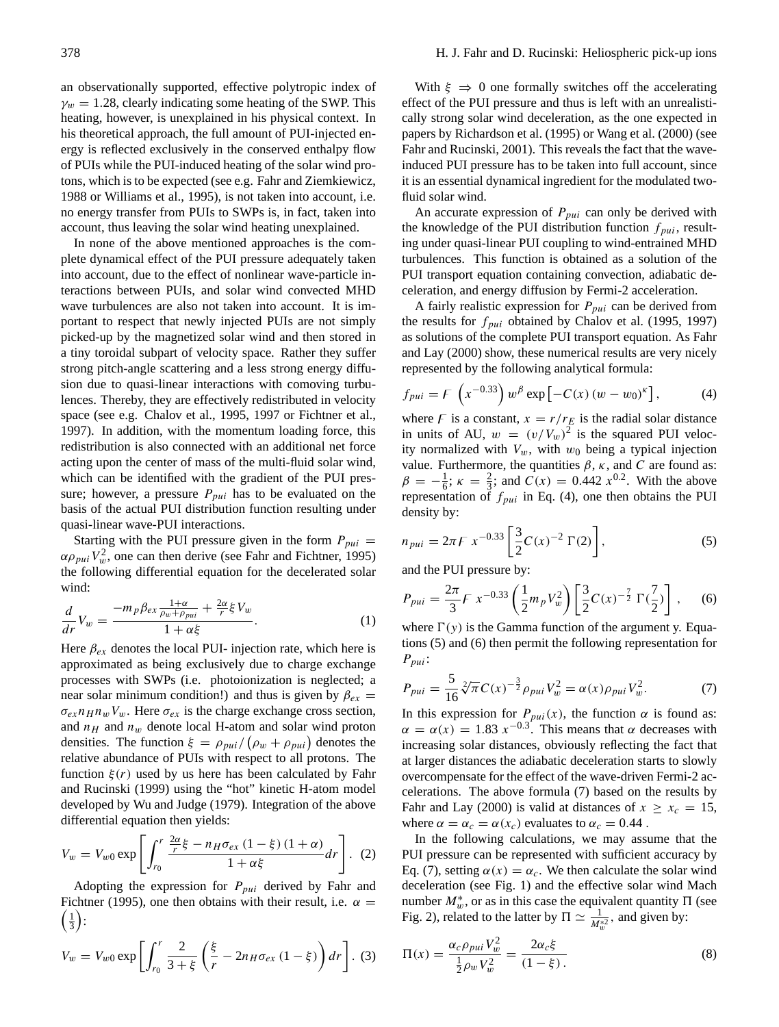an observationally supported, effective polytropic index of $\gamma_w = 1.28$, clearly indicating some heating of the SWP. This heating, however, is unexplained in his physical context. In his theoretical approach, the full amount of PUI-injected energy is reflected exclusively in the conserved enthalpy flow of PUIs while the PUI-induced heating of the solar wind protons, which is to be expected (see e.g. Fahr and Ziemkiewicz, 1988 or Williams et al., 1995), is not taken into account, i.e. no energy transfer from PUIs to SWPs is, in fact, taken into account, thus leaving the solar wind heating unexplained.

In none of the above mentioned approaches is the complete dynamical effect of the PUI pressure adequately taken into account, due to the effect of nonlinear wave-particle interactions between PUIs, and solar wind convected MHD wave turbulences are also not taken into account. It is important to respect that newly injected PUIs are not simply picked-up by the magnetized solar wind and then stored in a tiny toroidal subpart of velocity space. Rather they suffer strong pitch-angle scattering and a less strong energy diffusion due to quasi-linear interactions with comoving turbulences. Thereby, they are effectively redistributed in velocity space (see e.g. Chalov et al., 1995, 1997 or Fichtner et al., 1997). In addition, with the momentum loading force, this redistribution is also connected with an additional net force acting upon the center of mass of the multi-fluid solar wind, which can be identified with the gradient of the PUI pressure; however, a pressure $P_{pui}$ has to be evaluated on the basis of the actual PUI distribution function resulting under quasi-linear wave-PUI interactions.

Starting with the PUI pressure given in the form $P_{pui} = \alpha \rho_{pui} V_w^2$, one can then derive (see Fahr and Fichtner, 1995) the following differential equation for the decelerated solar wind:

$$\frac{d}{dr} V_w = \frac{-m_p \beta_{ex} \frac{1+\alpha}{\rho_w + \rho_{pui}} + \frac{2\alpha}{r} \xi V_w}{1 + \alpha \xi}. \tag{1}$$

Here $\beta_{ex}$ denotes the local PUI- injection rate, which here is approximated as being exclusively due to charge exchange processes with SWPs (i.e. photoionization is neglected; a near solar minimum condition!) and thus is given by $\beta_{ex} = \sigma_{ex} n_H n_w V_w$. Here $\sigma_{ex}$ is the charge exchange cross section, and $n_H$ and $n_w$ denote local H-atom and solar wind proton densities. The function $\xi = \rho_{pui} / (\rho_w + \rho_{pui})$ denotes the relative abundance of PUIs with respect to all protons. The function $\xi(r)$ used by us here has been calculated by Fahr and Rucinski (1999) using the "hot" kinetic H-atom model developed by Wu and Judge (1979). Integration of the above differential equation then yields:

$$V_w = V_{w0} \exp\left[ \int_{r_0}^{r} \frac{\frac{2\alpha}{r} \xi - n_H \sigma_{ex} (1 - \xi)(1 + \alpha)}{1 + \alpha \xi} dr \right]. \tag{2}$$

Adopting the expression for $P_{pui}$ derived by Fahr and Fichtner (1995), one then obtains with their result, i.e. $\alpha = \left(\frac{1}{3}\right)$:

$$V_w = V_{w0} \exp\left[ \int_{r_0}^{r} \frac{2}{3 + \xi} \left( \frac{\xi}{r} - 2 n_H \sigma_{ex} (1 - \xi) \right) dr \right]. \tag{3}$$

With $\xi \Rightarrow 0$ one formally switches off the accelerating effect of the PUI pressure and thus is left with an unrealistically strong solar wind deceleration, as the one expected in papers by Richardson et al. (1995) or Wang et al. (2000) (see Fahr and Rucinski, 2001). This reveals the fact that the wave-induced PUI pressure has to be taken into full account, since it is an essential dynamical ingredient for the modulated two-fluid solar wind.

An accurate expression of $P_{pui}$ can only be derived with the knowledge of the PUI distribution function $f_{pui}$, resulting under quasi-linear PUI coupling to wind-entrained MHD turbulences. This function is obtained as a solution of the PUI transport equation containing convection, adiabatic deceleration, and energy diffusion by Fermi-2 acceleration.

A fairly realistic expression for $P_{pui}$ can be derived from the results for $f_{pui}$ obtained by Chalov et al. (1995, 1997) as solutions of the complete PUI transport equation. As Fahr and Lay (2000) show, these numerical results are very nicely represented by the following analytical formula:

$$f_{pui} = F \left( x^{-0.33} \right) w^{\beta} \exp\left[ -C(x) (w - w_0)^{\kappa} \right], \tag{4}$$

where $F$ is a constant, $x = r/r_E$ is the radial solar distance in units of AU, $w = (v/V_w)^2$ is the squared PUI velocity normalized with $V_w$, with $w_0$ being a typical injection value. Furthermore, the quantities $\beta$, $\kappa$, and $C$ are found as: $\beta = -\frac{1}{6}$; $\kappa = \frac{2}{3}$; and $C(x) = 0.442\, x^{0.2}$. With the above representation of $f_{pui}$ in Eq. (4), one then obtains the PUI density by:

$$n_{pui} = 2\pi F x^{-0.33} \left[ \frac{3}{2} C(x)^{-2}\, \Gamma(2) \right], \tag{5}$$

and the PUI pressure by:

$$P_{pui} = \frac{2\pi}{3} F x^{-0.33} \left( \frac{1}{2} m_p V_w^2 \right) \left[ \frac{3}{2} C(x)^{-\frac{7}{2}}\, \Gamma(\frac{7}{2}) \right], \tag{6}$$

where $\Gamma(y)$ is the Gamma function of the argument y. Equations (5) and (6) then permit the following representation for $P_{pui}$:

$$P_{pui} = \frac{5}{16} \sqrt[2]{\pi} C(x)^{-\frac{3}{2}} \rho_{pui} V_w^2 = \alpha(x) \rho_{pui} V_w^2. \tag{7}$$

In this expression for $P_{pui}(x)$, the function $\alpha$ is found as: $\alpha = \alpha(x) = 1.83\, x^{-0.3}$. This means that $\alpha$ decreases with increasing solar distances, obviously reflecting the fact that at larger distances the adiabatic deceleration starts to slowly overcompensate for the effect of the wave-driven Fermi-2 accelerations. The above formula (7) based on the results by Fahr and Lay (2000) is valid at distances of $x \geq x_c = 15$, where $\alpha = \alpha_c = \alpha(x_c)$ evaluates to $\alpha_c = 0.44$ .

In the following calculations, we may assume that the PUI pressure can be represented with sufficient accuracy by Eq. (7), setting $\alpha(x) = \alpha_c$. We then calculate the solar wind deceleration (see Fig. 1) and the effective solar wind Mach number $M_w^*$, or as in this case the equivalent quantity $\Pi$ (see Fig. 2), related to the latter by $\Pi \simeq \frac{1}{M_w^{*2}}$, and given by:

$$\Pi(x) = \frac{\alpha_c \rho_{pui} V_w^2}{\frac{1}{2} \rho_w V_w^2} = \frac{2\alpha_c \xi}{(1 - \xi)}. \tag{8}$$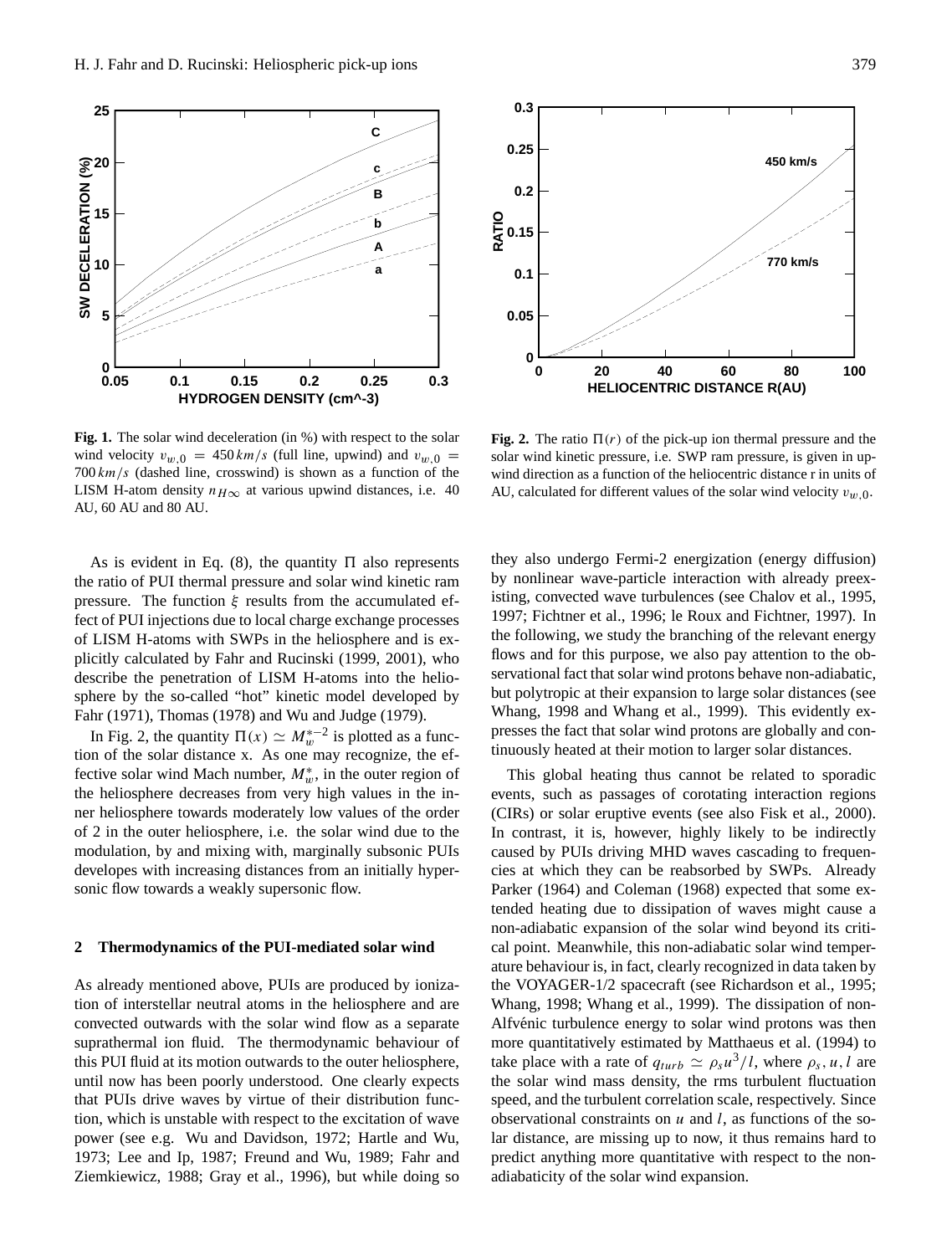**Fig. 1.** The solar wind deceleration (in %) with respect to the solar wind velocity $v_{w,0} = 450\,km/s$ (full line, upwind) and $v_{w,0} = 700\,km/s$ (dashed line, crosswind) is shown as a function of the LISM H-atom density $n_{H\infty}$ at various upwind distances, i.e. 40 AU, 60 AU and 80 AU.

**Fig. 2.** The ratio $\Pi(r)$ of the pick-up ion thermal pressure and the solar wind kinetic pressure, i.e. SWP ram pressure, is given in upwind direction as a function of the heliocentric distance r in units of AU, calculated for different values of the solar wind velocity $v_{w,0}$.

As is evident in Eq. (8), the quantity $\Pi$ also represents the ratio of PUI thermal pressure and solar wind kinetic ram pressure. The function $\xi$ results from the accumulated effect of PUI injections due to local charge exchange processes of LISM H-atoms with SWPs in the heliosphere and is explicitly calculated by Fahr and Rucinski (1999, 2001), who describe the penetration of LISM H-atoms into the heliosphere by the so-called "hot" kinetic model developed by Fahr (1971), Thomas (1978) and Wu and Judge (1979).

In Fig. 2, the quantity $\Pi(x) \simeq M_w^{*-2}$ is plotted as a function of the solar distance x. As one may recognize, the effective solar wind Mach number, $M_w^*$, in the outer region of the heliosphere decreases from very high values in the inner heliosphere towards moderately low values of the order of 2 in the outer heliosphere, i.e. the solar wind due to the modulation, by and mixing with, marginally subsonic PUIs developes with increasing distances from an initially hypersonic flow towards a weakly supersonic flow.

## 2 Thermodynamics of the PUI-mediated solar wind

As already mentioned above, PUIs are produced by ionization of interstellar neutral atoms in the heliosphere and are convected outwards with the solar wind flow as a separate suprathermal ion fluid. The thermodynamic behaviour of this PUI fluid at its motion outwards to the outer heliosphere, until now has been poorly understood. One clearly expects that PUIs drive waves by virtue of their distribution function, which is unstable with respect to the excitation of wave power (see e.g. Wu and Davidson, 1972; Hartle and Wu, 1973; Lee and Ip, 1987; Freund and Wu, 1989; Fahr and Ziemkiewicz, 1988; Gray et al., 1996), but while doing so they also undergo Fermi-2 energization (energy diffusion) by nonlinear wave-particle interaction with already preexisting, convected wave turbulences (see Chalov et al., 1995, 1997; Fichtner et al., 1996; le Roux and Fichtner, 1997). In the following, we study the branching of the relevant energy flows and for this purpose, we also pay attention to the observational fact that solar wind protons behave non-adiabatic, but polytropic at their expansion to large solar distances (see Whang, 1998 and Whang et al., 1999). This evidently expresses the fact that solar wind protons are globally and continuously heated at their motion to larger solar distances.

This global heating thus cannot be related to sporadic events, such as passages of corotating interaction regions (CIRs) or solar eruptive events (see also Fisk et al., 2000). In contrast, it is, however, highly likely to be indirectly caused by PUIs driving MHD waves cascading to frequencies at which they can be reabsorbed by SWPs. Already Parker (1964) and Coleman (1968) expected that some extended heating due to dissipation of waves might cause a non-adiabatic expansion of the solar wind beyond its critical point. Meanwhile, this non-adiabatic solar wind temperature behaviour is, in fact, clearly recognized in data taken by the VOYAGER-1/2 spacecraft (see Richardson et al., 1995; Whang, 1998; Whang et al., 1999). The dissipation of non-Alfvénic turbulence energy to solar wind protons was then more quantitatively estimated by Matthaeus et al. (1994) to take place with a rate of $q_{turb} \simeq \rho_s u^3/l$, where $\rho_s, u, l$ are the solar wind mass density, the rms turbulent fluctuation speed, and the turbulent correlation scale, respectively. Since observational constraints on $u$ and $l$, as functions of the solar distance, are missing up to now, it thus remains hard to predict anything more quantitative with respect to the non-adiabaticity of the solar wind expansion.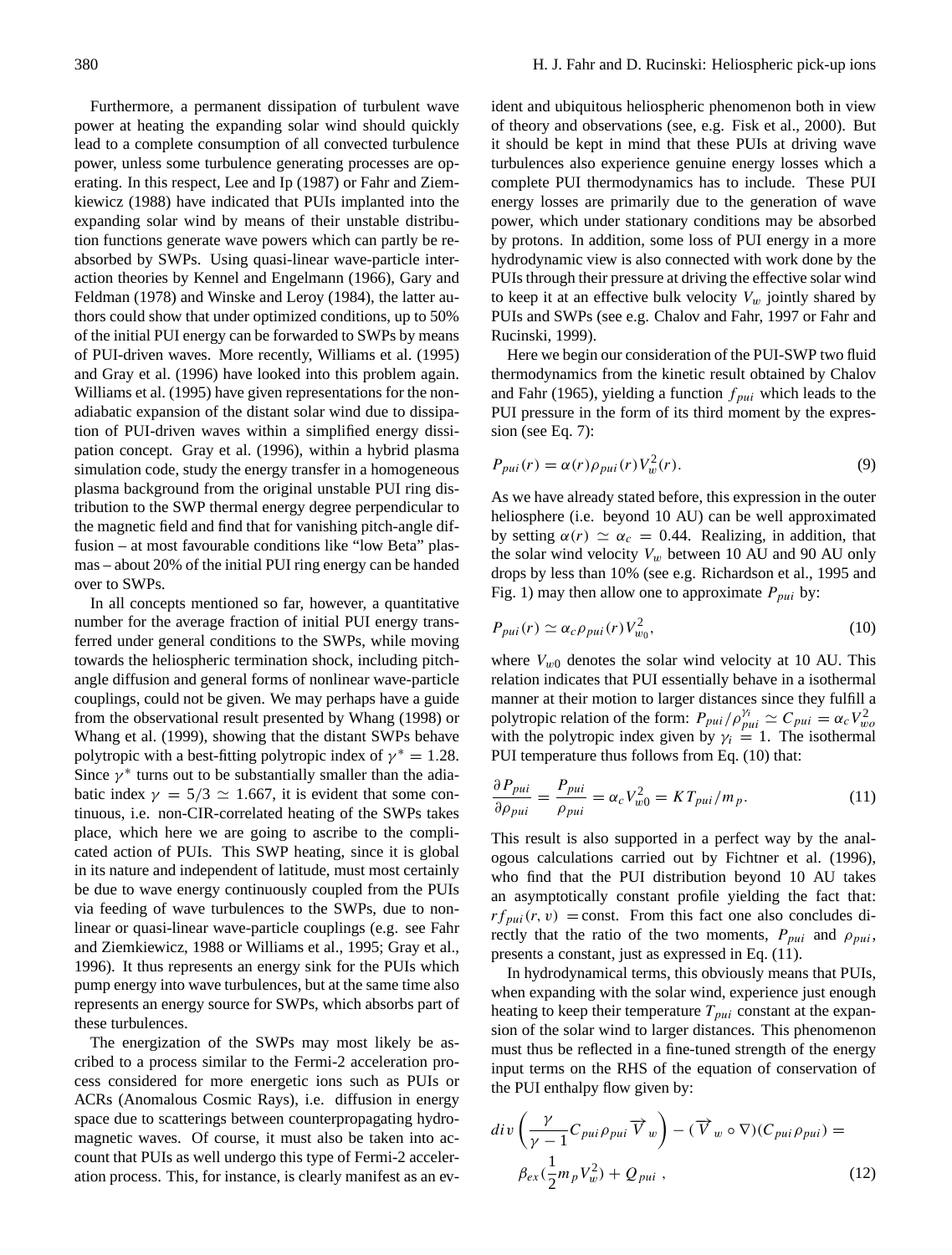Furthermore, a permanent dissipation of turbulent wave power at heating the expanding solar wind should quickly lead to a complete consumption of all convected turbulence power, unless some turbulence generating processes are operating. In this respect, Lee and Ip (1987) or Fahr and Ziemkiewicz (1988) have indicated that PUIs implanted into the expanding solar wind by means of their unstable distribution functions generate wave powers which can partly be reabsorbed by SWPs. Using quasi-linear wave-particle interaction theories by Kennel and Engelmann (1966), Gary and Feldman (1978) and Winske and Leroy (1984), the latter authors could show that under optimized conditions, up to 50% of the initial PUI energy can be forwarded to SWPs by means of PUI-driven waves. More recently, Williams et al. (1995) and Gray et al. (1996) have looked into this problem again. Williams et al. (1995) have given representations for the non-adiabatic expansion of the distant solar wind due to dissipation of PUI-driven waves within a simplified energy dissipation concept. Gray et al. (1996), within a hybrid plasma simulation code, study the energy transfer in a homogeneous plasma background from the original unstable PUI ring distribution to the SWP thermal energy degree perpendicular to the magnetic field and find that for vanishing pitch-angle diffusion – at most favourable conditions like "low Beta" plasmas – about 20% of the initial PUI ring energy can be handed over to SWPs.

In all concepts mentioned so far, however, a quantitative number for the average fraction of initial PUI energy transferred under general conditions to the SWPs, while moving towards the heliospheric termination shock, including pitch-angle diffusion and general forms of nonlinear wave-particle couplings, could not be given. We may perhaps have a guide from the observational result presented by Whang (1998) or Whang et al. (1999), showing that the distant SWPs behave polytropic with a best-fitting polytropic index of $\gamma^* = 1.28$. Since $\gamma^*$ turns out to be substantially smaller than the adiabatic index $\gamma = 5/3 \simeq 1.667$, it is evident that some continuous, i.e. non-CIR-correlated heating of the SWPs takes place, which here we are going to ascribe to the complicated action of PUIs. This SWP heating, since it is global in its nature and independent of latitude, must most certainly be due to wave energy continuously coupled from the PUIs via feeding of wave turbulences to the SWPs, due to nonlinear or quasi-linear wave-particle couplings (e.g. see Fahr and Ziemkiewicz, 1988 or Williams et al., 1995; Gray et al., 1996). It thus represents an energy sink for the PUIs which pump energy into wave turbulences, but at the same time also represents an energy source for SWPs, which absorbs part of these turbulences.

The energization of the SWPs may most likely be ascribed to a process similar to the Fermi-2 acceleration process considered for more energetic ions such as PUIs or ACRs (Anomalous Cosmic Rays), i.e. diffusion in energy space due to scatterings between counterpropagating hydromagnetic waves. Of course, it must also be taken into account that PUIs as well undergo this type of Fermi-2 acceleration process. This, for instance, is clearly manifest as an evident and ubiquitous heliospheric phenomenon both in view of theory and observations (see, e.g. Fisk et al., 2000). But it should be kept in mind that these PUIs at driving wave turbulences also experience genuine energy losses which a complete PUI thermodynamics has to include. These PUI energy losses are primarily due to the generation of wave power, which under stationary conditions may be absorbed by protons. In addition, some loss of PUI energy in a more hydrodynamic view is also connected with work done by the PUIs through their pressure at driving the effective solar wind to keep it at an effective bulk velocity $V_w$ jointly shared by PUIs and SWPs (see e.g. Chalov and Fahr, 1997 or Fahr and Rucinski, 1999).

Here we begin our consideration of the PUI-SWP two fluid thermodynamics from the kinetic result obtained by Chalov and Fahr (1965), yielding a function $f_{pui}$ which leads to the PUI pressure in the form of its third moment by the expression (see Eq. 7):

$$P_{pui}(r) = \alpha(r)\rho_{pui}(r)V_w^2(r). \tag{9}$$

As we have already stated before, this expression in the outer heliosphere (i.e. beyond 10 AU) can be well approximated by setting $\alpha(r) \simeq \alpha_c = 0.44$. Realizing, in addition, that the solar wind velocity $V_w$ between 10 AU and 90 AU only drops by less than 10% (see e.g. Richardson et al., 1995 and Fig. 1) may then allow one to approximate $P_{pui}$ by:

$$P_{pui}(r) \simeq \alpha_c \rho_{pui}(r) V_{w0}^2, \tag{10}$$

where $V_{w0}$ denotes the solar wind velocity at 10 AU. This relation indicates that PUI essentially behave in a isothermal manner at their motion to larger distances since they fulfill a polytropic relation of the form: $P_{pui}/\rho_{pui}^{\gamma_i} \simeq C_{pui} = \alpha_c V_{wo}^2$ with the polytropic index given by $\gamma_i = 1$. The isothermal PUI temperature thus follows from Eq. (10) that:

$$\frac{\partial P_{pui}}{\partial \rho_{pui}} = \frac{P_{pui}}{\rho_{pui}} = \alpha_c V_{w0}^2 = KT_{pui}/m_p. \tag{11}$$

This result is also supported in a perfect way by the analogous calculations carried out by Fichtner et al. (1996), who find that the PUI distribution beyond 10 AU takes an asymptotically constant profile yielding the fact that: $r f_{pui}(r, v) = \text{const}$. From this fact one also concludes directly that the ratio of the two moments, $P_{pui}$ and $\rho_{pui}$, presents a constant, just as expressed in Eq. (11).

In hydrodynamical terms, this obviously means that PUIs, when expanding with the solar wind, experience just enough heating to keep their temperature $T_{pui}$ constant at the expansion of the solar wind to larger distances. This phenomenon must thus be reflected in a fine-tuned strength of the energy input terms on the RHS of the equation of conservation of the PUI enthalpy flow given by:

$$div\left(\frac{\gamma}{\gamma-1} C_{pui}\rho_{pui}\vec{V}_w\right) - (\vec{V}_w \circ \nabla)(C_{pui}\rho_{pui}) = \beta_{ex}(\frac{1}{2}m_p V_w^2) + Q_{pui}\ , \tag{12}$$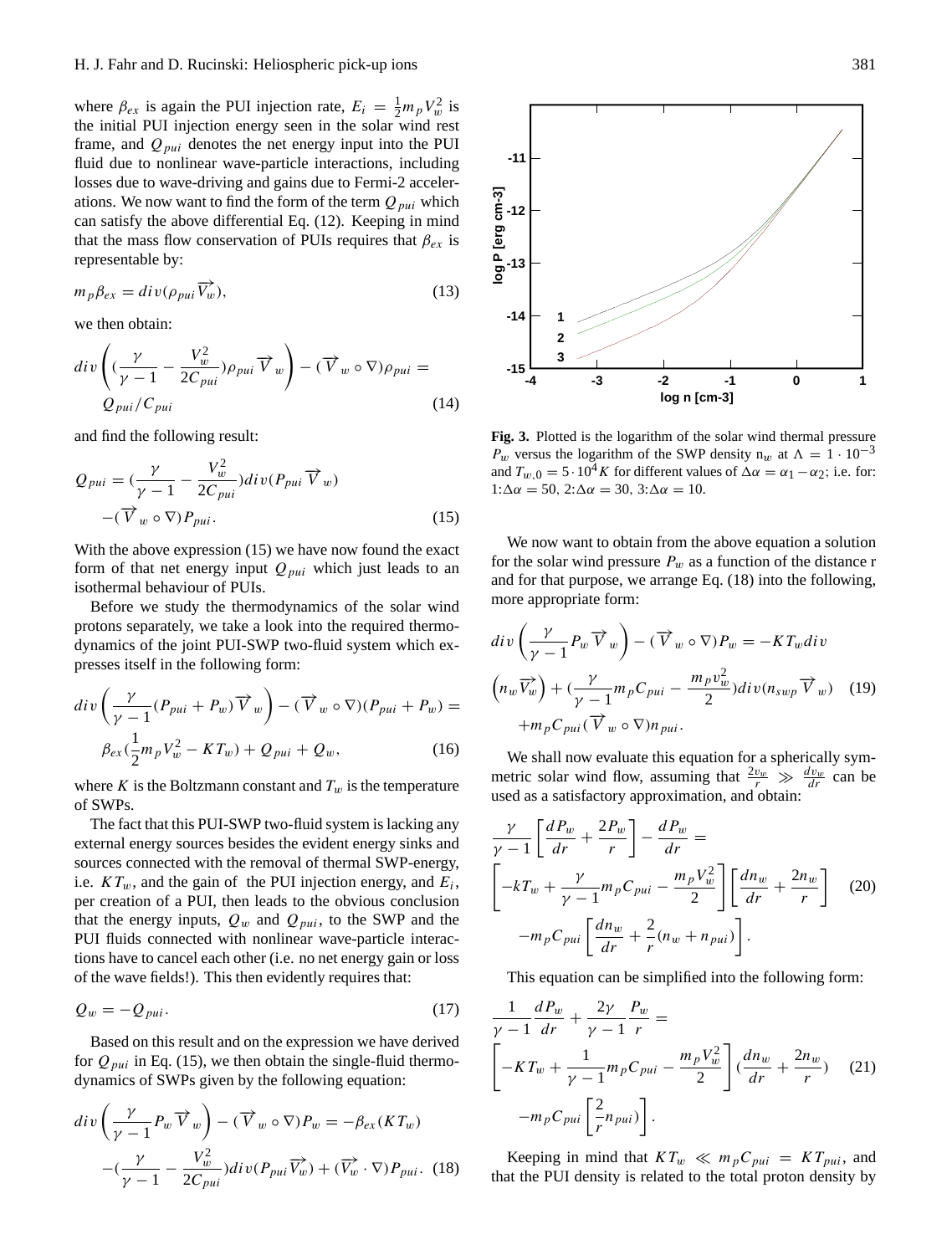where $\beta_{ex}$ is again the PUI injection rate, $E_i = \frac{1}{2} m_p V_w^2$ is the initial PUI injection energy seen in the solar wind rest frame, and $Q_{pui}$ denotes the net energy input into the PUI fluid due to nonlinear wave-particle interactions, including losses due to wave-driving and gains due to Fermi-2 accelerations. We now want to find the form of the term $Q_{pui}$ which can satisfy the above differential Eq. (12). Keeping in mind that the mass flow conservation of PUIs requires that $\beta_{ex}$ is representable by:

$$m_p \beta_{ex} = div(\rho_{pui} \overrightarrow{V_w}), \tag{13}$$

we then obtain:

$$div\left( (\frac{\gamma}{\gamma - 1} - \frac{V_w^2}{2C_{pui}}) \rho_{pui} \overrightarrow{V}_w \right) - (\overrightarrow{V}_w \circ \nabla) \rho_{pui} = Q_{pui}/C_{pui} \tag{14}$$

and find the following result:

$$Q_{pui} = (\frac{\gamma}{\gamma - 1} - \frac{V_w^2}{2C_{pui}}) div(P_{pui} \overrightarrow{V}_w) - (\overrightarrow{V}_w \circ \nabla) P_{pui}. \tag{15}$$

With the above expression (15) we have now found the exact form of that net energy input $Q_{pui}$ which just leads to an isothermal behaviour of PUIs.

Before we study the thermodynamics of the solar wind protons separately, we take a look into the required thermodynamics of the joint PUI-SWP two-fluid system which expresses itself in the following form:

$$div\left( \frac{\gamma}{\gamma - 1} (P_{pui} + P_w) \overrightarrow{V}_w \right) - (\overrightarrow{V}_w \circ \nabla)(P_{pui} + P_w) = \beta_{ex} (\frac{1}{2} m_p V_w^2 - K T_w) + Q_{pui} + Q_w, \tag{16}$$

where $K$ is the Boltzmann constant and $T_w$ is the temperature of SWPs.

The fact that this PUI-SWP two-fluid system is lacking any external energy sources besides the evident energy sinks and sources connected with the removal of thermal SWP-energy, i.e. $KT_w$, and the gain of the PUI injection energy, and $E_i$, per creation of a PUI, then leads to the obvious conclusion that the energy inputs, $Q_w$ and $Q_{pui}$, to the SWP and the PUI fluids connected with nonlinear wave-particle interactions have to cancel each other (i.e. no net energy gain or loss of the wave fields!). This then evidently requires that:

$$Q_w = -Q_{pui}. \tag{17}$$

Based on this result and on the expression we have derived for $Q_{pui}$ in Eq. (15), we then obtain the single-fluid thermodynamics of SWPs given by the following equation:

$$div\left( \frac{\gamma}{\gamma - 1} P_w \overrightarrow{V}_w \right) - (\overrightarrow{V}_w \circ \nabla) P_w = -\beta_{ex}(K T_w) - (\frac{\gamma}{\gamma - 1} - \frac{V_w^2}{2C_{pui}}) div(P_{pui} \overrightarrow{V_w}) + (\overrightarrow{V_w} \cdot \nabla) P_{pui}. \tag{18}$$

**Fig. 3.** Plotted is the logarithm of the solar wind thermal pressure $P_w$ versus the logarithm of the SWP density $n_w$ at $\Lambda = 1 \cdot 10^{-3}$ and $T_{w,0} = 5 \cdot 10^4 K$ for different values of $\Delta\alpha = \alpha_1 - \alpha_2$; i.e. for: 1:$\Delta\alpha = 50$, 2:$\Delta\alpha = 30$, 3:$\Delta\alpha = 10$.

We now want to obtain from the above equation a solution for the solar wind pressure $P_w$ as a function of the distance r and for that purpose, we arrange Eq. (18) into the following, more appropriate form:

$$div\left( \frac{\gamma}{\gamma - 1} P_w \overrightarrow{V}_w \right) - (\overrightarrow{V}_w \circ \nabla) P_w = -K T_w div \left( n_w \overrightarrow{V_w} \right) + (\frac{\gamma}{\gamma - 1} m_p C_{pui} - \frac{m_p v_w^2}{2}) div(n_{swp} \overrightarrow{V}_w) + m_p C_{pui} (\overrightarrow{V}_w \circ \nabla) n_{pui}. \tag{19}$$

We shall now evaluate this equation for a spherically symmetric solar wind flow, assuming that $\frac{2v_w}{r} \gg \frac{dv_w}{dr}$ can be used as a satisfactory approximation, and obtain:

$$\frac{\gamma}{\gamma - 1} \left[ \frac{dP_w}{dr} + \frac{2P_w}{r} \right] - \frac{dP_w}{dr} = \left[ -kT_w + \frac{\gamma}{\gamma - 1} m_p C_{pui} - \frac{m_p V_w^2}{2} \right] \left[ \frac{dn_w}{dr} + \frac{2n_w}{r} \right] - m_p C_{pui} \left[ \frac{dn_w}{dr} + \frac{2}{r}(n_w + n_{pui}) \right]. \tag{20}$$

This equation can be simplified into the following form:

$$\frac{1}{\gamma - 1} \frac{dP_w}{dr} + \frac{2\gamma}{\gamma - 1} \frac{P_w}{r} = \left[ -KT_w + \frac{1}{\gamma - 1} m_p C_{pui} - \frac{m_p V_w^2}{2} \right] (\frac{dn_w}{dr} + \frac{2n_w}{r}) - m_p C_{pui} \left[ \frac{2}{r} n_{pui} \right]. \tag{21}$$

Keeping in mind that $KT_w \ll m_p C_{pui} = KT_{pui}$, and that the PUI density is related to the total proton density by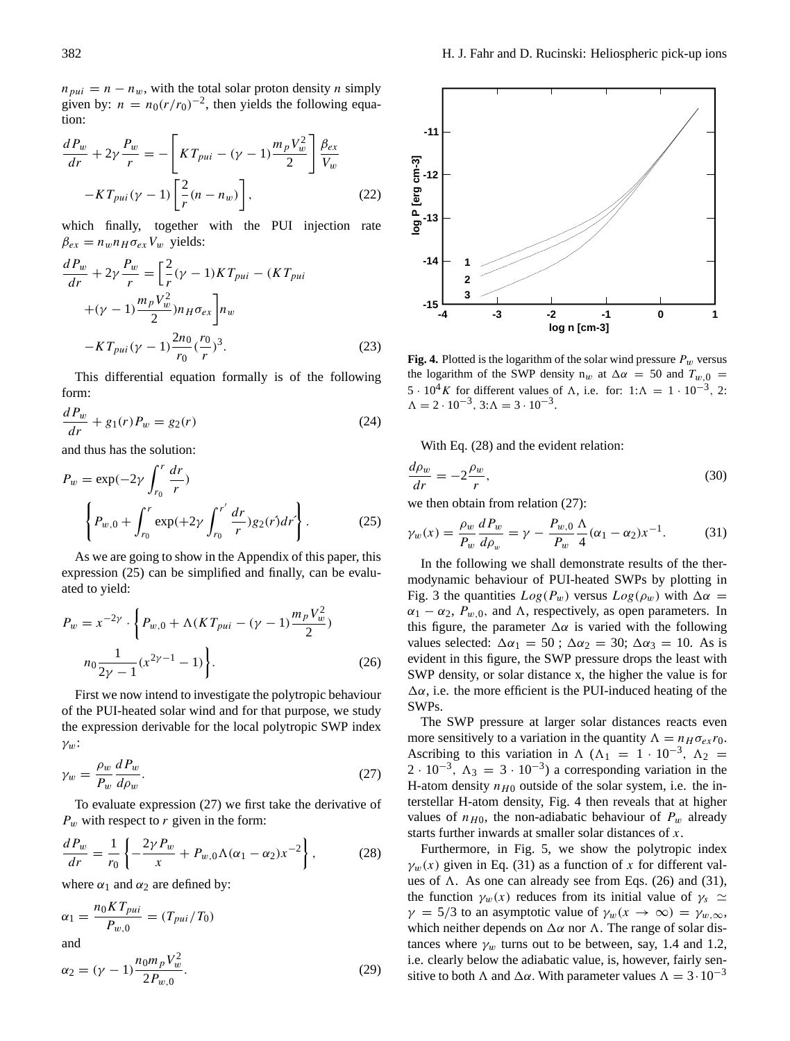$n_{pui} = n - n_w$, with the total solar proton density $n$ simply given by: $n = n_0(r/r_0)^{-2}$, then yields the following equation:

$$\frac{dP_w}{dr} + 2\gamma\frac{P_w}{r} = -\left[KT_{pui} - (\gamma-1)\frac{m_p V_w^2}{2}\right]\frac{\beta_{ex}}{V_w} - KT_{pui}(\gamma-1)\left[\frac{2}{r}(n - n_w)\right], \tag{22}$$

which finally, together with the PUI injection rate $\beta_{ex} = n_w n_H \sigma_{ex} V_w$ yields:

$$\frac{dP_w}{dr} + 2\gamma\frac{P_w}{r} = \Big[\frac{2}{r}(\gamma-1)KT_{pui} - (KT_{pui} + (\gamma-1)\frac{m_p V_w^2}{2})n_H\sigma_{ex}\Big]n_w - KT_{pui}(\gamma-1)\frac{2n_0}{r_0}(\frac{r_0}{r})^3. \tag{23}$$

This differential equation formally is of the following form:

$$\frac{dP_w}{dr} + g_1(r)P_w = g_2(r) \tag{24}$$

and thus has the solution:

$$P_w = \exp(-2\gamma\int_{r_0}^{r}\frac{dr}{r})\left\{P_{w,0} + \int_{r_0}^{r}\exp(+2\gamma\int_{r_0}^{r'}\frac{dr}{r})g_2(r')dr'\right\}. \tag{25}$$

As we are going to show in the Appendix of this paper, this expression (25) can be simplified and finally, can be evaluated to yield:

$$P_w = x^{-2\gamma}\cdot\left\{P_{w,0} + \Lambda(KT_{pui} - (\gamma-1)\frac{m_p V_w^2}{2})\, n_0\frac{1}{2\gamma-1}(x^{2\gamma-1} - 1)\right\}. \tag{26}$$

First we now intend to investigate the polytropic behaviour of the PUI-heated solar wind and for that purpose, we study the expression derivable for the local polytropic SWP index $\gamma_w$:

$$\gamma_w = \frac{\rho_w}{P_w}\frac{dP_w}{d\rho_w}. \tag{27}$$

To evaluate expression (27) we first take the derivative of $P_w$ with respect to $r$ given in the form:

$$\frac{dP_w}{dr} = \frac{1}{r_0}\left\{-\frac{2\gamma P_w}{x} + P_{w,0}\Lambda(\alpha_1 - \alpha_2)x^{-2}\right\}, \tag{28}$$

where $\alpha_1$ and $\alpha_2$ are defined by:

$$\alpha_1 = \frac{n_0 KT_{pui}}{P_{w,0}} = (T_{pui}/T_0)$$

and

$$\alpha_2 = (\gamma-1)\frac{n_0 m_p V_w^2}{2P_{w,0}}. \tag{29}$$

**Fig. 4.** Plotted is the logarithm of the solar wind pressure $P_w$ versus the logarithm of the SWP density $n_w$ at $\Delta\alpha = 50$ and $T_{w,0} = 5\cdot 10^4 K$ for different values of $\Lambda$, i.e. for: 1:$\Lambda = 1\cdot 10^{-3}$, 2: $\Lambda = 2\cdot 10^{-3}$, 3:$\Lambda = 3\cdot 10^{-3}$.

With Eq. (28) and the evident relation:

$$\frac{d\rho_w}{dr} = -2\frac{\rho_w}{r}, \tag{30}$$

we then obtain from relation (27):

$$\gamma_w(x) = \frac{\rho_w}{P_w}\frac{dP_w}{d\rho_w} = \gamma - \frac{P_{w,0}}{P_w}\frac{\Lambda}{4}(\alpha_1 - \alpha_2)x^{-1}. \tag{31}$$

In the following we shall demonstrate results of the thermodynamic behaviour of PUI-heated SWPs by plotting in Fig. 3 the quantities $Log(P_w)$ versus $Log(\rho_w)$ with $\Delta\alpha = \alpha_1 - \alpha_2$, $P_{w,0}$, and $\Lambda$, respectively, as open parameters. In this figure, the parameter $\Delta\alpha$ is varied with the following values selected: $\Delta\alpha_1 = 50$ ; $\Delta\alpha_2 = 30$; $\Delta\alpha_3 = 10$. As is evident in this figure, the SWP pressure drops the least with SWP density, or solar distance x, the higher the value is for $\Delta\alpha$, i.e. the more efficient is the PUI-induced heating of the SWPs.

The SWP pressure at larger solar distances reacts even more sensitively to a variation in the quantity $\Lambda = n_H\sigma_{ex}r_0$. Ascribing to this variation in $\Lambda$ ($\Lambda_1 = 1\cdot 10^{-3}$, $\Lambda_2 = 2\cdot 10^{-3}$, $\Lambda_3 = 3\cdot 10^{-3}$) a corresponding variation in the H-atom density $n_{H0}$ outside of the solar system, i.e. the interstellar H-atom density, Fig. 4 then reveals that at higher values of $n_{H0}$, the non-adiabatic behaviour of $P_w$ already starts further inwards at smaller solar distances of $x$.

Furthermore, in Fig. 5, we show the polytropic index $\gamma_w(x)$ given in Eq. (31) as a function of $x$ for different values of $\Lambda$. As one can already see from Eqs. (26) and (31), the function $\gamma_w(x)$ reduces from its initial value of $\gamma_s \simeq \gamma = 5/3$ to an asymptotic value of $\gamma_w(x\to\infty) = \gamma_{w,\infty}$, which neither depends on $\Delta\alpha$ nor $\Lambda$. The range of solar distances where $\gamma_w$ turns out to be between, say, 1.4 and 1.2, i.e. clearly below the adiabatic value, is, however, fairly sensitive to both $\Lambda$ and $\Delta\alpha$. With parameter values $\Lambda = 3\cdot 10^{-3}$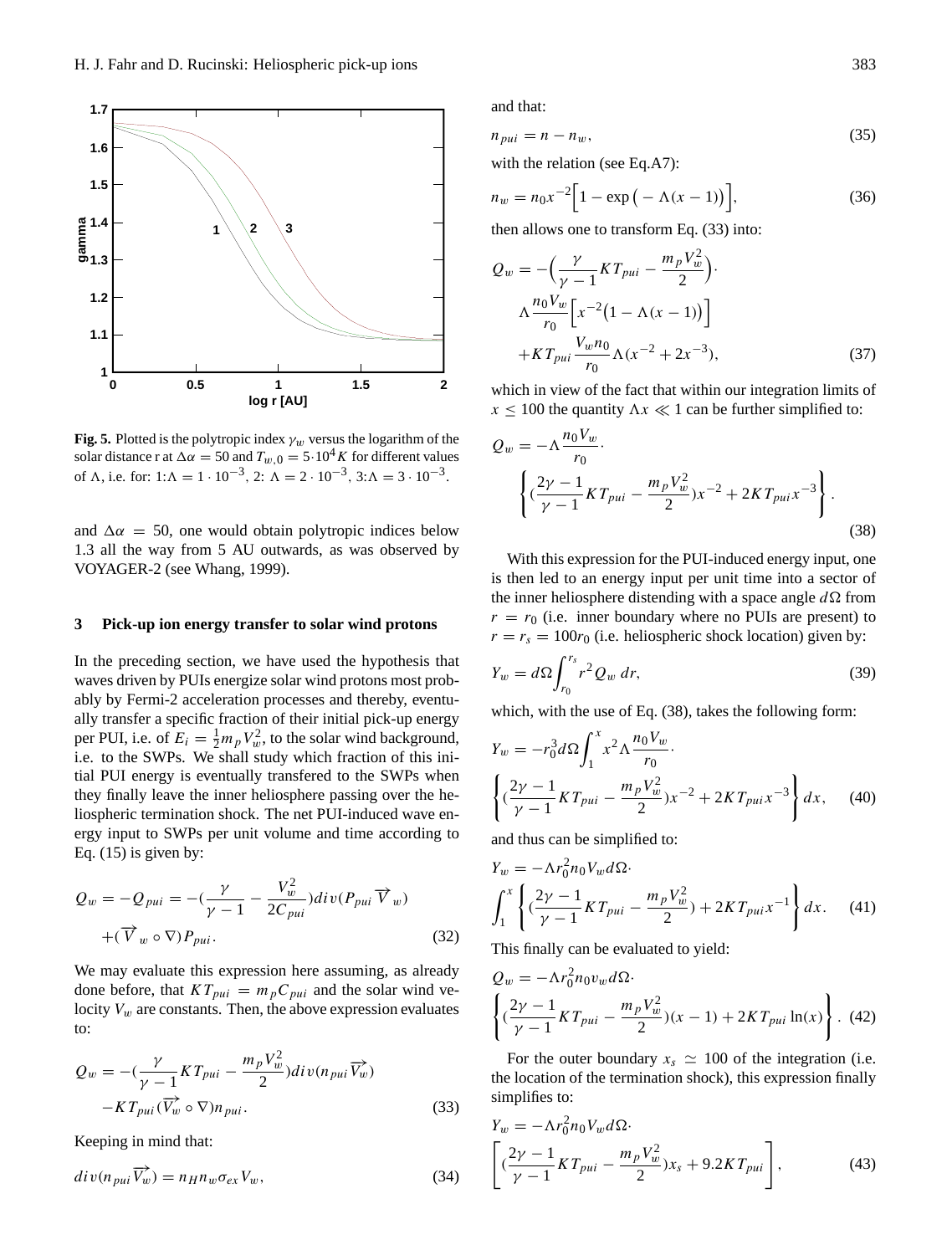**Fig. 5.** Plotted is the polytropic index $\gamma_w$ versus the logarithm of the solar distance r at $\Delta\alpha = 50$ and $T_{w,0} = 5 \cdot 10^4 K$ for different values of $\Lambda$, i.e. for: 1:$\Lambda = 1 \cdot 10^{-3}$, 2: $\Lambda = 2 \cdot 10^{-3}$, 3:$\Lambda = 3 \cdot 10^{-3}$.

and $\Delta\alpha = 50$, one would obtain polytropic indices below 1.3 all the way from 5 AU outwards, as was observed by VOYAGER-2 (see Whang, 1999).

## 3 Pick-up ion energy transfer to solar wind protons

In the preceding section, we have used the hypothesis that waves driven by PUIs energize solar wind protons most probably by Fermi-2 acceleration processes and thereby, eventually transfer a specific fraction of their initial pick-up energy per PUI, i.e. of $E_i = \frac{1}{2} m_p V_w^2$, to the solar wind background, i.e. to the SWPs. We shall study which fraction of this initial PUI energy is eventually transfered to the SWPs when they finally leave the inner heliosphere passing over the heliospheric termination shock. The net PUI-induced wave energy input to SWPs per unit volume and time according to Eq. (15) is given by:

$$Q_w = -Q_{pui} = -(\frac{\gamma}{\gamma - 1} - \frac{V_w^2}{2C_{pui}}) div(P_{pui} \vec{V}_w) + (\vec{V}_w \circ \nabla) P_{pui}. \tag{32}$$

We may evaluate this expression here assuming, as already done before, that $KT_{pui} = m_p C_{pui}$ and the solar wind velocity $V_w$ are constants. Then, the above expression evaluates to:

$$Q_w = -(\frac{\gamma}{\gamma - 1} KT_{pui} - \frac{m_p V_w^2}{2}) div(n_{pui} \vec{V_w}) - KT_{pui} (\vec{V_w} \circ \nabla) n_{pui}. \tag{33}$$

Keeping in mind that:

$$div(n_{pui} \vec{V_w}) = n_H n_w \sigma_{ex} V_w, \tag{34}$$

and that:

$$n_{pui} = n - n_w, \tag{35}$$

with the relation (see Eq.A7):

$$n_w = n_0 x^{-2} \Big[ 1 - \exp\big( - \Lambda(x - 1) \big) \Big], \tag{36}$$

then allows one to transform Eq. (33) into:

$$Q_w = -\Big( \frac{\gamma}{\gamma - 1} KT_{pui} - \frac{m_p V_w^2}{2} \Big) \cdot \Lambda \frac{n_0 V_w}{r_0} \Big[ x^{-2} \big( 1 - \Lambda(x - 1) \big) \Big] + KT_{pui} \frac{V_w n_0}{r_0} \Lambda (x^{-2} + 2x^{-3}), \tag{37}$$

which in view of the fact that within our integration limits of $x \leq 100$ the quantity $\Lambda x \ll 1$ can be further simplified to:

$$Q_w = -\Lambda \frac{n_0 V_w}{r_0} \cdot \left\{ (\frac{2\gamma - 1}{\gamma - 1} KT_{pui} - \frac{m_p V_w^2}{2}) x^{-2} + 2KT_{pui} x^{-3} \right\}. \tag{38}$$

With this expression for the PUI-induced energy input, one is then led to an energy input per unit time into a sector of the inner heliosphere distending with a space angle $d\Omega$ from $r = r_0$ (i.e. inner boundary where no PUIs are present) to $r = r_s = 100 r_0$ (i.e. heliospheric shock location) given by:

$$Y_w = d\Omega \int_{r_0}^{r_s} r^2 Q_w \, dr, \tag{39}$$

which, with the use of Eq. (38), takes the following form:

$$Y_w = -r_0^3 d\Omega \int_1^x x^2 \Lambda \frac{n_0 V_w}{r_0} \cdot \left\{ (\frac{2\gamma - 1}{\gamma - 1} KT_{pui} - \frac{m_p V_w^2}{2}) x^{-2} + 2KT_{pui} x^{-3} \right\} dx, \tag{40}$$

and thus can be simplified to:

$$Y_w = -\Lambda r_0^2 n_0 V_w d\Omega \cdot \int_1^x \left\{ (\frac{2\gamma - 1}{\gamma - 1} KT_{pui} - \frac{m_p V_w^2}{2}) + 2KT_{pui} x^{-1} \right\} dx. \tag{41}$$

This finally can be evaluated to yield:

$$Q_w = -\Lambda r_0^2 n_0 v_w d\Omega \cdot \left\{ (\frac{2\gamma - 1}{\gamma - 1} KT_{pui} - \frac{m_p V_w^2}{2})(x - 1) + 2KT_{pui} \ln(x) \right\}. \tag{42}$$

For the outer boundary $x_s \simeq 100$ of the integration (i.e. the location of the termination shock), this expression finally simplifies to:

$$Y_w = -\Lambda r_0^2 n_0 V_w d\Omega \cdot \left[ (\frac{2\gamma - 1}{\gamma - 1} KT_{pui} - \frac{m_p V_w^2}{2}) x_s + 9.2 KT_{pui} \right], \tag{43}$$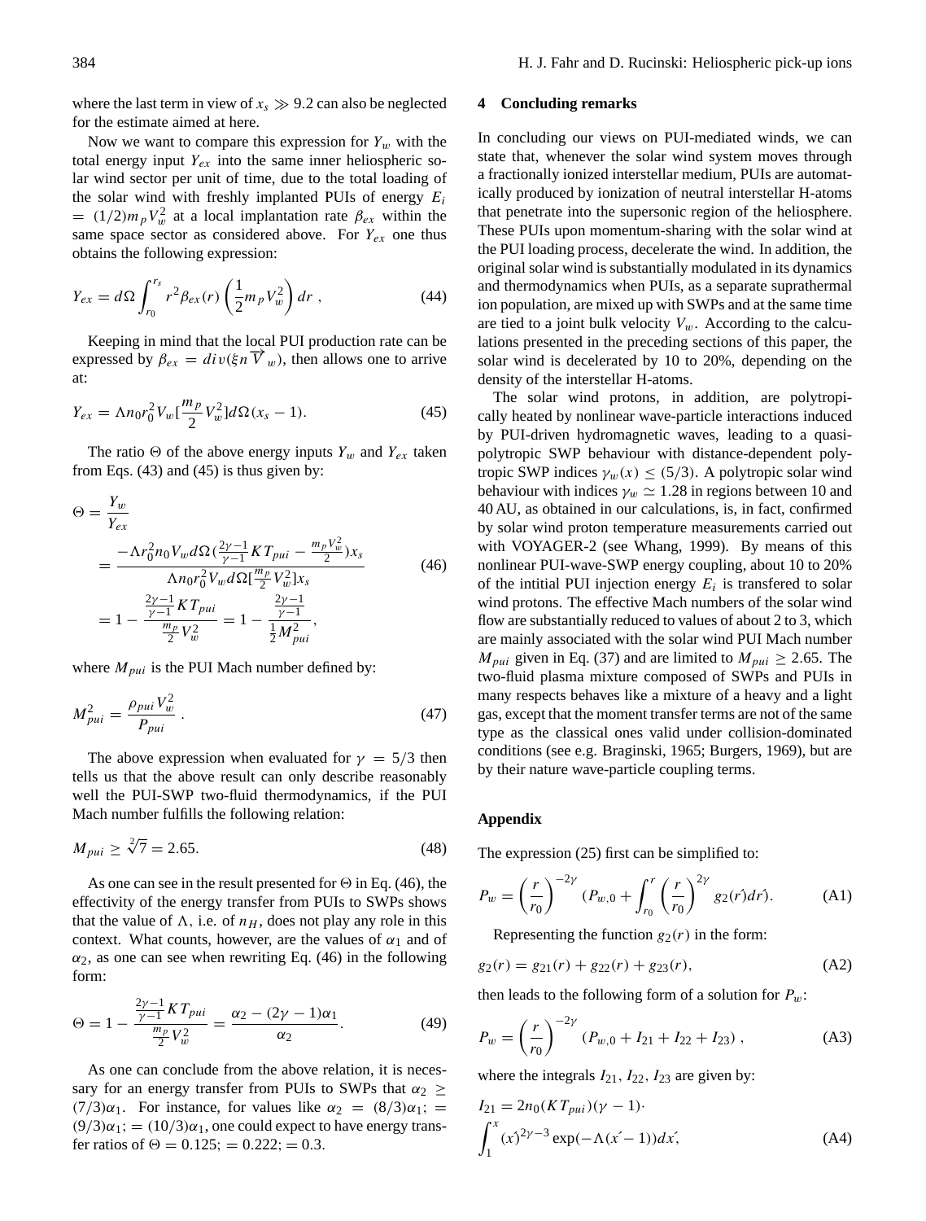where the last term in view of $x_s \gg 9.2$ can also be neglected for the estimate aimed at here.

Now we want to compare this expression for $Y_w$ with the total energy input $Y_{ex}$ into the same inner heliospheric solar wind sector per unit of time, due to the total loading of the solar wind with freshly implanted PUIs of energy $E_i = (1/2)m_p V_w^2$ at a local implantation rate $\beta_{ex}$ within the same space sector as considered above. For $Y_{ex}$ one thus obtains the following expression:

$$Y_{ex} = d\Omega \int_{r_0}^{r_s} r^2 \beta_{ex}(r) \left(\frac{1}{2} m_p V_w^2\right) dr \ , \tag{44}$$

Keeping in mind that the local PUI production rate can be expressed by $\beta_{ex} = div(\xi n \overrightarrow{V}_w)$, then allows one to arrive at:

$$Y_{ex} = \Lambda n_0 r_0^2 V_w [\frac{m_p}{2} V_w^2] d\Omega (x_s - 1). \tag{45}$$

The ratio $\Theta$ of the above energy inputs $Y_w$ and $Y_{ex}$ taken from Eqs. (43) and (45) is thus given by:

$$\begin{aligned} \Theta &= \frac{Y_w}{Y_{ex}} \\ &= \frac{-\Lambda r_0^2 n_0 V_w d\Omega (\frac{2\gamma-1}{\gamma-1} KT_{pui} - \frac{m_p V_w^2}{2}) x_s}{\Lambda n_0 r_0^2 V_w d\Omega [\frac{m_p}{2} V_w^2] x_s} \\ &= 1 - \frac{\frac{2\gamma-1}{\gamma-1} KT_{pui}}{\frac{m_p}{2} V_w^2} = 1 - \frac{\frac{2\gamma-1}{\gamma-1}}{\frac{1}{2} M_{pui}^2}, \end{aligned} \tag{46}$$

where $M_{pui}$ is the PUI Mach number defined by:

$$M_{pui}^2 = \frac{\rho_{pui} V_w^2}{P_{pui}} \ . \tag{47}$$

The above expression when evaluated for $\gamma = 5/3$ then tells us that the above result can only describe reasonably well the PUI-SWP two-fluid thermodynamics, if the PUI Mach number fulfills the following relation:

$$M_{pui} \geq \sqrt[2]{7} = 2.65. \tag{48}$$

As one can see in the result presented for $\Theta$ in Eq. (46), the effectivity of the energy transfer from PUIs to SWPs shows that the value of $\Lambda$, i.e. of $n_H$, does not play any role in this context. What counts, however, are the values of $\alpha_1$ and of $\alpha_2$, as one can see when rewriting Eq. (46) in the following form:

$$\Theta = 1 - \frac{\frac{2\gamma-1}{\gamma-1} KT_{pui}}{\frac{m_p}{2} V_w^2} = \frac{\alpha_2 - (2\gamma - 1)\alpha_1}{\alpha_2}. \tag{49}$$

As one can conclude from the above relation, it is necessary for an energy transfer from PUIs to SWPs that $\alpha_2 \geq (7/3)\alpha_1$. For instance, for values like $\alpha_2 = (8/3)\alpha_1; = (9/3)\alpha_1; = (10/3)\alpha_1$, one could expect to have energy transfer ratios of $\Theta = 0.125; = 0.222; = 0.3$.

## 4 Concluding remarks

In concluding our views on PUI-mediated winds, we can state that, whenever the solar wind system moves through a fractionally ionized interstellar medium, PUIs are automatically produced by ionization of neutral interstellar H-atoms that penetrate into the supersonic region of the heliosphere. These PUIs upon momentum-sharing with the solar wind at the PUI loading process, decelerate the wind. In addition, the original solar wind is substantially modulated in its dynamics and thermodynamics when PUIs, as a separate suprathermal ion population, are mixed up with SWPs and at the same time are tied to a joint bulk velocity $V_w$. According to the calculations presented in the preceding sections of this paper, the solar wind is decelerated by 10 to 20%, depending on the density of the interstellar H-atoms.

The solar wind protons, in addition, are polytropically heated by nonlinear wave-particle interactions induced by PUI-driven hydromagnetic waves, leading to a quasi-polytropic SWP behaviour with distance-dependent polytropic SWP indices $\gamma_w(x) \leq (5/3)$. A polytropic solar wind behaviour with indices $\gamma_w \simeq 1.28$ in regions between 10 and 40 AU, as obtained in our calculations, is, in fact, confirmed by solar wind proton temperature measurements carried out with VOYAGER-2 (see Whang, 1999). By means of this nonlinear PUI-wave-SWP energy coupling, about 10 to 20% of the intitial PUI injection energy $E_i$ is transfered to solar wind protons. The effective Mach numbers of the solar wind flow are substantially reduced to values of about 2 to 3, which are mainly associated with the solar wind PUI Mach number $M_{pui}$ given in Eq. (37) and are limited to $M_{pui} \geq 2.65$. The two-fluid plasma mixture composed of SWPs and PUIs in many respects behaves like a mixture of a heavy and a light gas, except that the moment transfer terms are not of the same type as the classical ones valid under collision-dominated conditions (see e.g. Braginski, 1965; Burgers, 1969), but are by their nature wave-particle coupling terms.

## Appendix

The expression (25) first can be simplified to:

$$P_w = \left(\frac{r}{r_0}\right)^{-2\gamma} (P_{w,0} + \int_{r_0}^{r} \left(\frac{r}{r_0}\right)^{2\gamma} g_2(r') dr'). \tag{A1}$$

Representing the function $g_2(r)$ in the form:

$$g_2(r) = g_{21}(r) + g_{22}(r) + g_{23}(r), \tag{A2}$$

then leads to the following form of a solution for $P_w$:

$$P_w = \left(\frac{r}{r_0}\right)^{-2\gamma} (P_{w,0} + I_{21} + I_{22} + I_{23}) \ , \tag{A3}$$

where the integrals $I_{21}$, $I_{22}$, $I_{23}$ are given by:

$$I_{21} = 2n_0 (KT_{pui})(\gamma - 1) \cdot \int_1^x (x')^{2\gamma-3} \exp(-\Lambda(x' - 1)) dx', \tag{A4}$$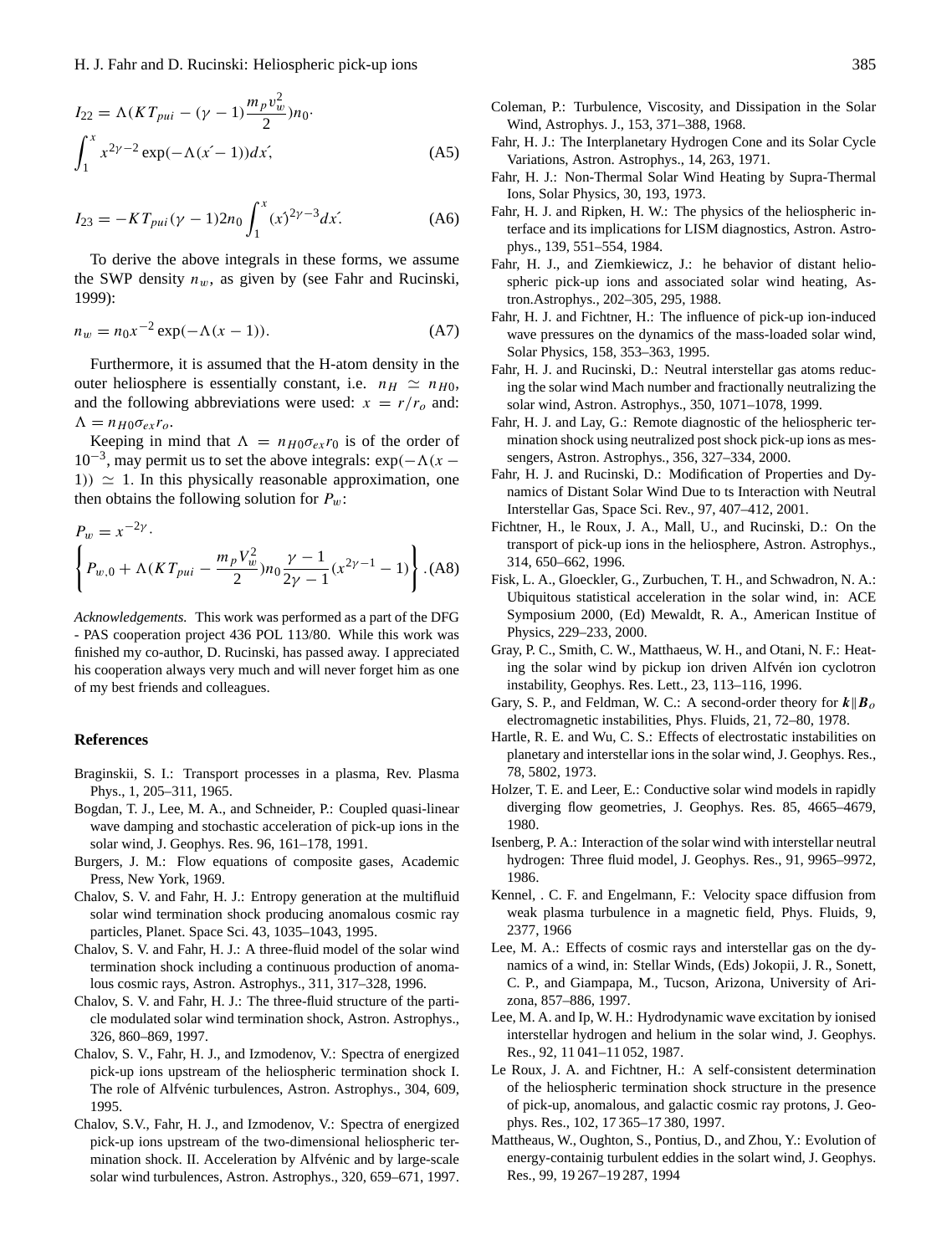$$I_{22} = \Lambda(KT_{pui} - (\gamma - 1)\frac{m_p v_w^2}{2})n_0 \cdot \int_1^x x^{2\gamma-2} \exp(-\Lambda(x' - 1))dx', \tag{A5}$$

$$I_{23} = -KT_{pui}(\gamma - 1)2n_0 \int_1^x (x')^{2\gamma-3} dx'. \tag{A6}$$

To derive the above integrals in these forms, we assume the SWP density $n_w$, as given by (see Fahr and Rucinski, 1999):

$$n_w = n_0 x^{-2} \exp(-\Lambda(x - 1)). \tag{A7}$$

Furthermore, it is assumed that the H-atom density in the outer heliosphere is essentially constant, i.e. $n_H \simeq n_{H0}$, and the following abbreviations were used: $x = r/r_o$ and: $\Lambda = n_{H0}\sigma_{ex}r_o$.

Keeping in mind that $\Lambda = n_{H0}\sigma_{ex}r_0$ is of the order of $10^{-3}$, may permit us to set the above integrals: $\exp(-\Lambda(x - 1)) \simeq 1$. In this physically reasonable approximation, one then obtains the following solution for $P_w$:

$$P_w = x^{-2\gamma} \cdot \left\{ P_{w,0} + \Lambda(KT_{pui} - \frac{m_p V_w^2}{2})n_0 \frac{\gamma - 1}{2\gamma - 1}(x^{2\gamma-1} - 1) \right\}. \tag{A8}$$

*Acknowledgements.* This work was performed as a part of the DFG - PAS cooperation project 436 POL 113/80. While this work was finished my co-author, D. Rucinski, has passed away. I appreciated his cooperation always very much and will never forget him as one of my best friends and colleagues.

## References

Braginskii, S. I.: Transport processes in a plasma, Rev. Plasma Phys., 1, 205–311, 1965.

Bogdan, T. J., Lee, M. A., and Schneider, P.: Coupled quasi-linear wave damping and stochastic acceleration of pick-up ions in the solar wind, J. Geophys. Res. 96, 161–178, 1991.

Burgers, J. M.: Flow equations of composite gases, Academic Press, New York, 1969.

Chalov, S. V. and Fahr, H. J.: Entropy generation at the multifluid solar wind termination shock producing anomalous cosmic ray particles, Planet. Space Sci. 43, 1035–1043, 1995.

Chalov, S. V. and Fahr, H. J.: A three-fluid model of the solar wind termination shock including a continuous production of anomalous cosmic rays, Astron. Astrophys., 311, 317–328, 1996.

Chalov, S. V. and Fahr, H. J.: The three-fluid structure of the particle modulated solar wind termination shock, Astron. Astrophys., 326, 860–869, 1997.

Chalov, S. V., Fahr, H. J., and Izmodenov, V.: Spectra of energized pick-up ions upstream of the heliospheric termination shock I. The role of Alfvénic turbulences, Astron. Astrophys., 304, 609, 1995.

Chalov, S.V., Fahr, H. J., and Izmodenov, V.: Spectra of energized pick-up ions upstream of the two-dimensional heliospheric termination shock. II. Acceleration by Alfvénic and by large-scale solar wind turbulences, Astron. Astrophys., 320, 659–671, 1997.

Coleman, P.: Turbulence, Viscosity, and Dissipation in the Solar Wind, Astrophys. J., 153, 371–388, 1968.

Fahr, H. J.: The Interplanetary Hydrogen Cone and its Solar Cycle Variations, Astron. Astrophys., 14, 263, 1971.

Fahr, H. J.: Non-Thermal Solar Wind Heating by Supra-Thermal Ions, Solar Physics, 30, 193, 1973.

Fahr, H. J. and Ripken, H. W.: The physics of the heliospheric interface and its implications for LISM diagnostics, Astron. Astrophys., 139, 551–554, 1984.

Fahr, H. J., and Ziemkiewicz, J.: he behavior of distant heliospheric pick-up ions and associated solar wind heating, Astron.Astrophys., 202–305, 295, 1988.

Fahr, H. J. and Fichtner, H.: The influence of pick-up ion-induced wave pressures on the dynamics of the mass-loaded solar wind, Solar Physics, 158, 353–363, 1995.

Fahr, H. J. and Rucinski, D.: Neutral interstellar gas atoms reducing the solar wind Mach number and fractionally neutralizing the solar wind, Astron. Astrophys., 350, 1071–1078, 1999.

Fahr, H. J. and Lay, G.: Remote diagnostic of the heliospheric termination shock using neutralized post shock pick-up ions as messengers, Astron. Astrophys., 356, 327–334, 2000.

Fahr, H. J. and Rucinski, D.: Modification of Properties and Dynamics of Distant Solar Wind Due to ts Interaction with Neutral Interstellar Gas, Space Sci. Rev., 97, 407–412, 2001.

Fichtner, H., le Roux, J. A., Mall, U., and Rucinski, D.: On the transport of pick-up ions in the heliosphere, Astron. Astrophys., 314, 650–662, 1996.

Fisk, L. A., Gloeckler, G., Zurbuchen, T. H., and Schwadron, N. A.: Ubiquitous statistical acceleration in the solar wind, in: ACE Symposium 2000, (Ed) Mewaldt, R. A., American Institue of Physics, 229–233, 2000.

Gray, P. C., Smith, C. W., Matthaeus, W. H., and Otani, N. F.: Heating the solar wind by pickup ion driven Alfvén ion cyclotron instability, Geophys. Res. Lett., 23, 113–116, 1996.

Gary, S. P., and Feldman, W. C.: A second-order theory for $\boldsymbol{k} \| \boldsymbol{B}_o$ electromagnetic instabilities, Phys. Fluids, 21, 72–80, 1978.

Hartle, R. E. and Wu, C. S.: Effects of electrostatic instabilities on planetary and interstellar ions in the solar wind, J. Geophys. Res., 78, 5802, 1973.

Holzer, T. E. and Leer, E.: Conductive solar wind models in rapidly diverging flow geometries, J. Geophys. Res. 85, 4665–4679, 1980.

Isenberg, P. A.: Interaction of the solar wind with interstellar neutral hydrogen: Three fluid model, J. Geophys. Res., 91, 9965–9972, 1986.

Kennel, . C. F. and Engelmann, F.: Velocity space diffusion from weak plasma turbulence in a magnetic field, Phys. Fluids, 9, 2377, 1966

Lee, M. A.: Effects of cosmic rays and interstellar gas on the dynamics of a wind, in: Stellar Winds, (Eds) Jokopii, J. R., Sonett, C. P., and Giampapa, M., Tucson, Arizona, University of Arizona, 857–886, 1997.

Lee, M. A. and Ip, W. H.: Hydrodynamic wave excitation by ionised interstellar hydrogen and helium in the solar wind, J. Geophys. Res., 92, 11 041–11 052, 1987.

Le Roux, J. A. and Fichtner, H.: A self-consistent determination of the heliospheric termination shock structure in the presence of pick-up, anomalous, and galactic cosmic ray protons, J. Geophys. Res., 102, 17 365–17 380, 1997.

Mattheaus, W., Oughton, S., Pontius, D., and Zhou, Y.: Evolution of energy-containig turbulent eddies in the solart wind, J. Geophys. Res., 99, 19 267–19 287, 1994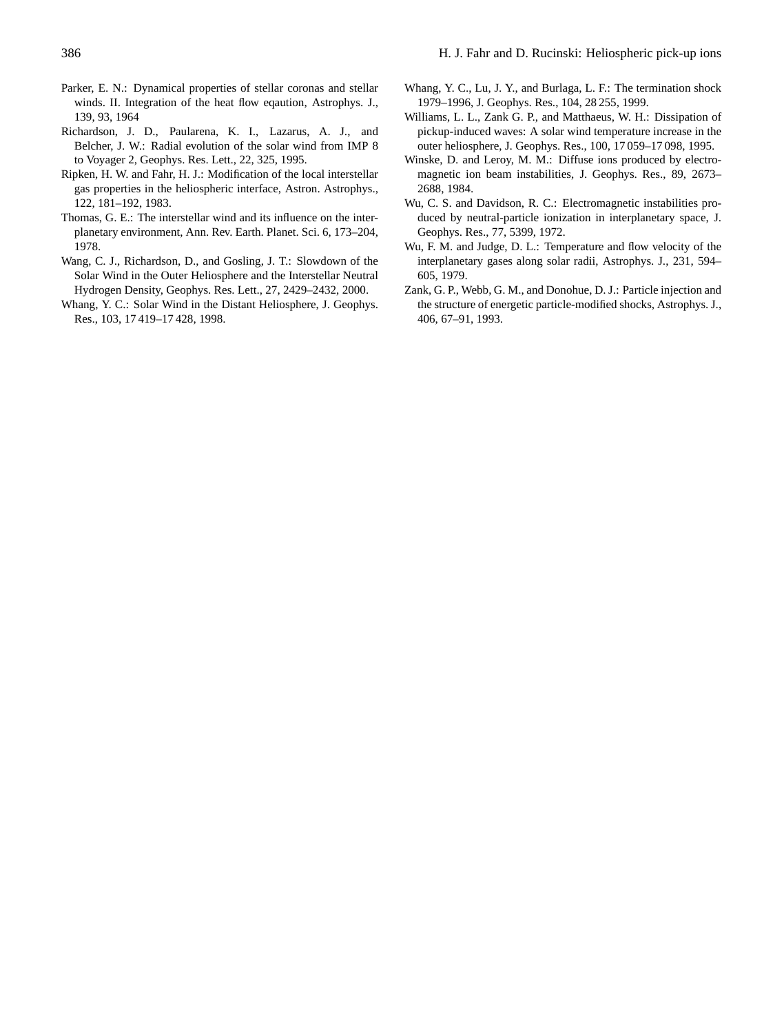Parker, E. N.: Dynamical properties of stellar coronas and stellar winds. II. Integration of the heat flow eqaution, Astrophys. J., 139, 93, 1964

Richardson, J. D., Paularena, K. I., Lazarus, A. J., and Belcher, J. W.: Radial evolution of the solar wind from IMP 8 to Voyager 2, Geophys. Res. Lett., 22, 325, 1995.

Ripken, H. W. and Fahr, H. J.: Modification of the local interstellar gas properties in the heliospheric interface, Astron. Astrophys., 122, 181–192, 1983.

Thomas, G. E.: The interstellar wind and its influence on the interplanetary environment, Ann. Rev. Earth. Planet. Sci. 6, 173–204, 1978.

Wang, C. J., Richardson, D., and Gosling, J. T.: Slowdown of the Solar Wind in the Outer Heliosphere and the Interstellar Neutral Hydrogen Density, Geophys. Res. Lett., 27, 2429–2432, 2000.

Whang, Y. C.: Solar Wind in the Distant Heliosphere, J. Geophys. Res., 103, 17 419–17 428, 1998.

Whang, Y. C., Lu, J. Y., and Burlaga, L. F.: The termination shock 1979–1996, J. Geophys. Res., 104, 28 255, 1999.

Williams, L. L., Zank G. P., and Matthaeus, W. H.: Dissipation of pickup-induced waves: A solar wind temperature increase in the outer heliosphere, J. Geophys. Res., 100, 17 059–17 098, 1995.

Winske, D. and Leroy, M. M.: Diffuse ions produced by electromagnetic ion beam instabilities, J. Geophys. Res., 89, 2673–2688, 1984.

Wu, C. S. and Davidson, R. C.: Electromagnetic instabilities produced by neutral-particle ionization in interplanetary space, J. Geophys. Res., 77, 5399, 1972.

Wu, F. M. and Judge, D. L.: Temperature and flow velocity of the interplanetary gases along solar radii, Astrophys. J., 231, 594–605, 1979.

Zank, G. P., Webb, G. M., and Donohue, D. J.: Particle injection and the structure of energetic particle-modified shocks, Astrophys. J., 406, 67–91, 1993.